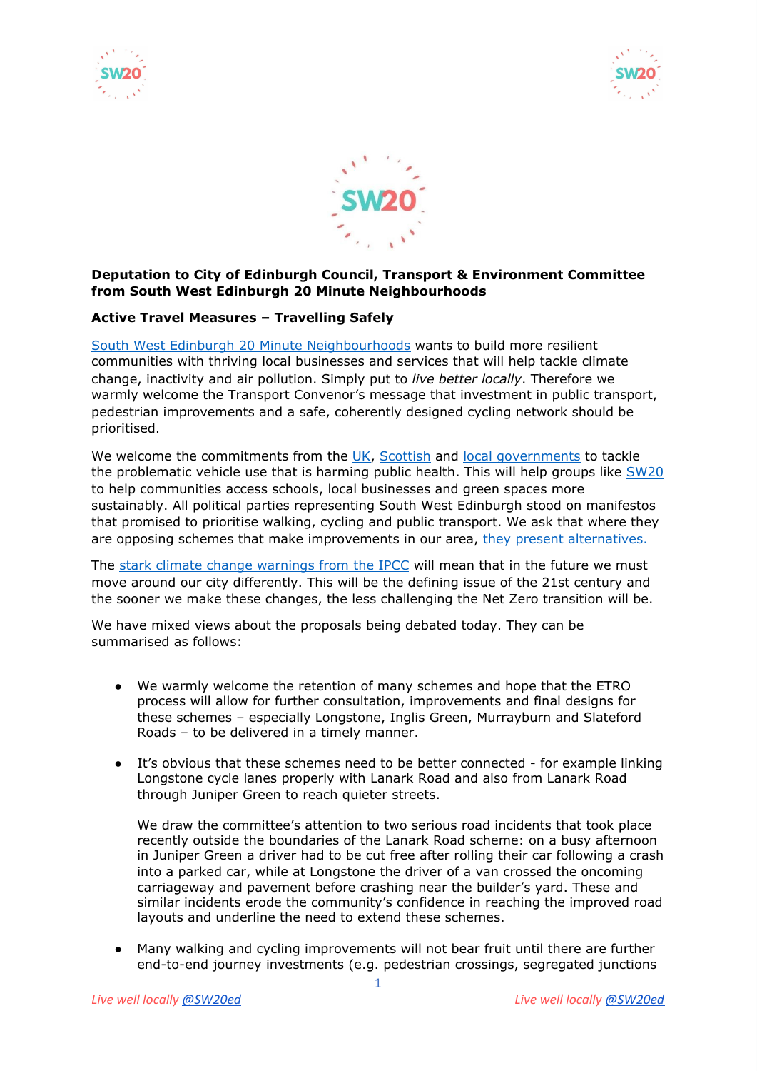**Deputation to City of Edinburgh Council, Transport & Environment Committee from South West Edinburgh 20 Minute Neighbourhoods**

**Active Travel Measures – Travelling Safely**

South West Edinburgh 20 Minute Neighbourhoods wants to build more resilient communities with thriving local businesses and services that will help tackle climate change, inactivity and air pollution. Simply put to *live better locally*. Therefore we warmly welcome the Transport Convenor's message that investment in public transport, pedestrian improvements and a safe, coherently designed cycling network should be prioritised.

We welcome the commitments from the UK, Scottish and local governments to tackle the problematic vehicle use that is harming public health. This will help groups like SW20 to help communities access schools, local businesses and green spaces more sustainably. All political parties representing South West Edinburgh stood on manifestos that promised to prioritise walking, cycling and public transport. We ask that where they are opposing schemes that make improvements in our area, they present alternatives.

The stark climate change warnings from the IPCC will mean that in the future we must move around our city differently. This will be the defining issue of the 21st century and the sooner we make these changes, the less challenging the Net Zero transition will be.

We have mixed views about the proposals being debated today. They can be summarised as follows:

- We warmly welcome the retention of many schemes and hope that the ETRO process will allow for further consultation, improvements and final designs for these schemes – especially Longstone, Inglis Green, Murrayburn and Slateford Roads – to be delivered in a timely manner.

- It's obvious that these schemes need to be better connected - for example linking Longstone cycle lanes properly with Lanark Road and also from Lanark Road through Juniper Green to reach quieter streets.

  We draw the committee's attention to two serious road incidents that took place recently outside the boundaries of the Lanark Road scheme: on a busy afternoon in Juniper Green a driver had to be cut free after rolling their car following a crash into a parked car, while at Longstone the driver of a van crossed the oncoming carriageway and pavement before crashing near the builder's yard. These and similar incidents erode the community's confidence in reaching the improved road layouts and underline the need to extend these schemes.

- Many walking and cycling improvements will not bear fruit until there are further end-to-end journey investments (e.g. pedestrian crossings, segregated junctions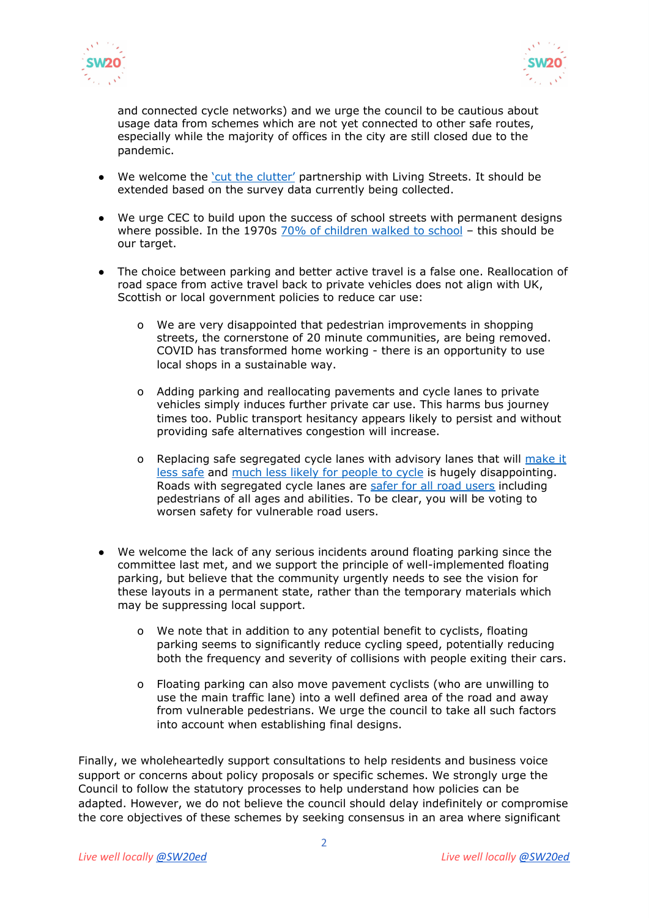and connected cycle networks) and we urge the council to be cautious about usage data from schemes which are not yet connected to other safe routes, especially while the majority of offices in the city are still closed due to the pandemic.

- We welcome the 'cut the clutter' partnership with Living Streets. It should be extended based on the survey data currently being collected.

- We urge CEC to build upon the success of school streets with permanent designs where possible. In the 1970s 70% of children walked to school – this should be our target.

- The choice between parking and better active travel is a false one. Reallocation of road space from active travel back to private vehicles does not align with UK, Scottish or local government policies to reduce car use:

  - We are very disappointed that pedestrian improvements in shopping streets, the cornerstone of 20 minute communities, are being removed. COVID has transformed home working - there is an opportunity to use local shops in a sustainable way.

  - Adding parking and reallocating pavements and cycle lanes to private vehicles simply induces further private car use. This harms bus journey times too. Public transport hesitancy appears likely to persist and without providing safe alternatives congestion will increase.

  - Replacing safe segregated cycle lanes with advisory lanes that will make it less safe and much less likely for people to cycle is hugely disappointing. Roads with segregated cycle lanes are safer for all road users including pedestrians of all ages and abilities. To be clear, you will be voting to worsen safety for vulnerable road users.

- We welcome the lack of any serious incidents around floating parking since the committee last met, and we support the principle of well-implemented floating parking, but believe that the community urgently needs to see the vision for these layouts in a permanent state, rather than the temporary materials which may be suppressing local support.

  - We note that in addition to any potential benefit to cyclists, floating parking seems to significantly reduce cycling speed, potentially reducing both the frequency and severity of collisions with people exiting their cars.

  - Floating parking can also move pavement cyclists (who are unwilling to use the main traffic lane) into a well defined area of the road and away from vulnerable pedestrians. We urge the council to take all such factors into account when establishing final designs.

Finally, we wholeheartedly support consultations to help residents and business voice support or concerns about policy proposals or specific schemes. We strongly urge the Council to follow the statutory processes to help understand how policies can be adapted. However, we do not believe the council should delay indefinitely or compromise the core objectives of these schemes by seeking consensus in an area where significant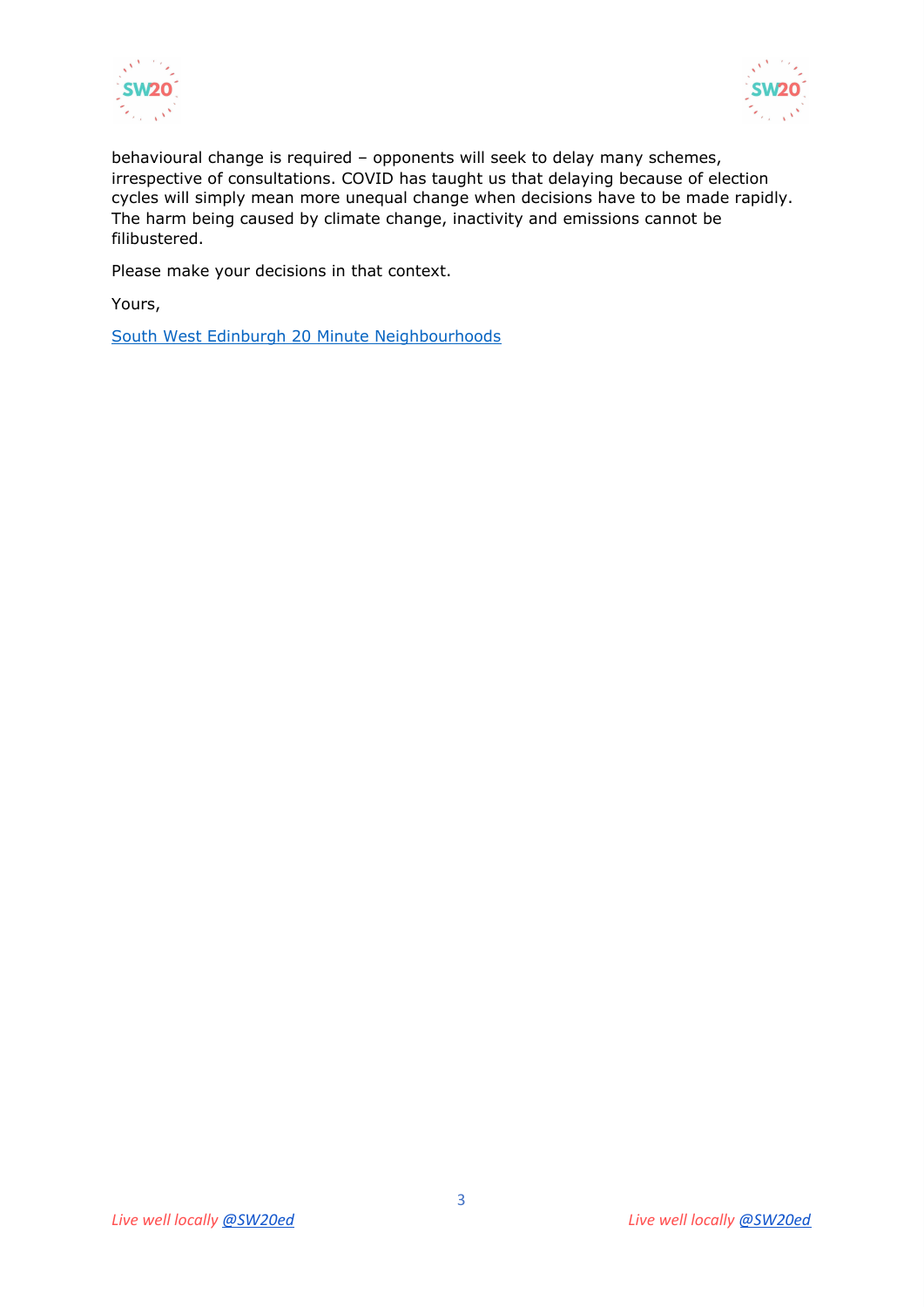behavioural change is required – opponents will seek to delay many schemes, irrespective of consultations. COVID has taught us that delaying because of election cycles will simply mean more unequal change when decisions have to be made rapidly. The harm being caused by climate change, inactivity and emissions cannot be filibustered.

Please make your decisions in that context.

Yours,

South West Edinburgh 20 Minute Neighbourhoods